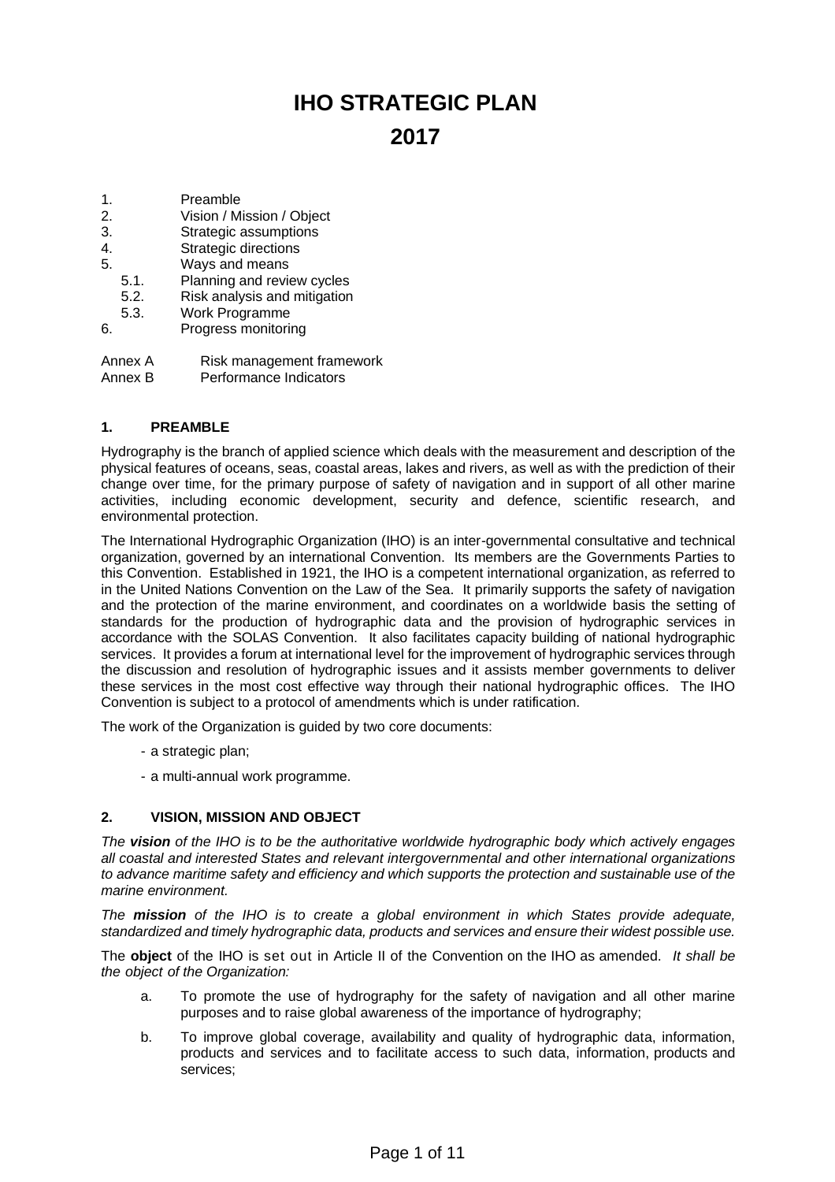# IHO STRATEGIC PLAN

# 2017

1. Preamble
2. Vision / Mission / Object
3. Strategic assumptions
4. Strategic directions
5. Ways and means
   - 5.1. Planning and review cycles
   - 5.2. Risk analysis and mitigation
   - 5.3. Work Programme
6. Progress monitoring

Annex A Risk management framework

Annex B Performance Indicators

## 1. PREAMBLE

Hydrography is the branch of applied science which deals with the measurement and description of the physical features of oceans, seas, coastal areas, lakes and rivers, as well as with the prediction of their change over time, for the primary purpose of safety of navigation and in support of all other marine activities, including economic development, security and defence, scientific research, and environmental protection.

The International Hydrographic Organization (IHO) is an inter-governmental consultative and technical organization, governed by an international Convention. Its members are the Governments Parties to this Convention. Established in 1921, the IHO is a competent international organization, as referred to in the United Nations Convention on the Law of the Sea. It primarily supports the safety of navigation and the protection of the marine environment, and coordinates on a worldwide basis the setting of standards for the production of hydrographic data and the provision of hydrographic services in accordance with the SOLAS Convention. It also facilitates capacity building of national hydrographic services. It provides a forum at international level for the improvement of hydrographic services through the discussion and resolution of hydrographic issues and it assists member governments to deliver these services in the most cost effective way through their national hydrographic offices. The IHO Convention is subject to a protocol of amendments which is under ratification.

The work of the Organization is guided by two core documents:

- a strategic plan;
- a multi-annual work programme.

## 2. VISION, MISSION AND OBJECT

*The **vision** of the IHO is to be the authoritative worldwide hydrographic body which actively engages all coastal and interested States and relevant intergovernmental and other international organizations to advance maritime safety and efficiency and which supports the protection and sustainable use of the marine environment.*

*The **mission** of the IHO is to create a global environment in which States provide adequate, standardized and timely hydrographic data, products and services and ensure their widest possible use.*

The **object** of the IHO is set out in Article II of the Convention on the IHO as amended. *It shall be the object of the Organization:*

a. To promote the use of hydrography for the safety of navigation and all other marine purposes and to raise global awareness of the importance of hydrography;

b. To improve global coverage, availability and quality of hydrographic data, information, products and services and to facilitate access to such data, information, products and services;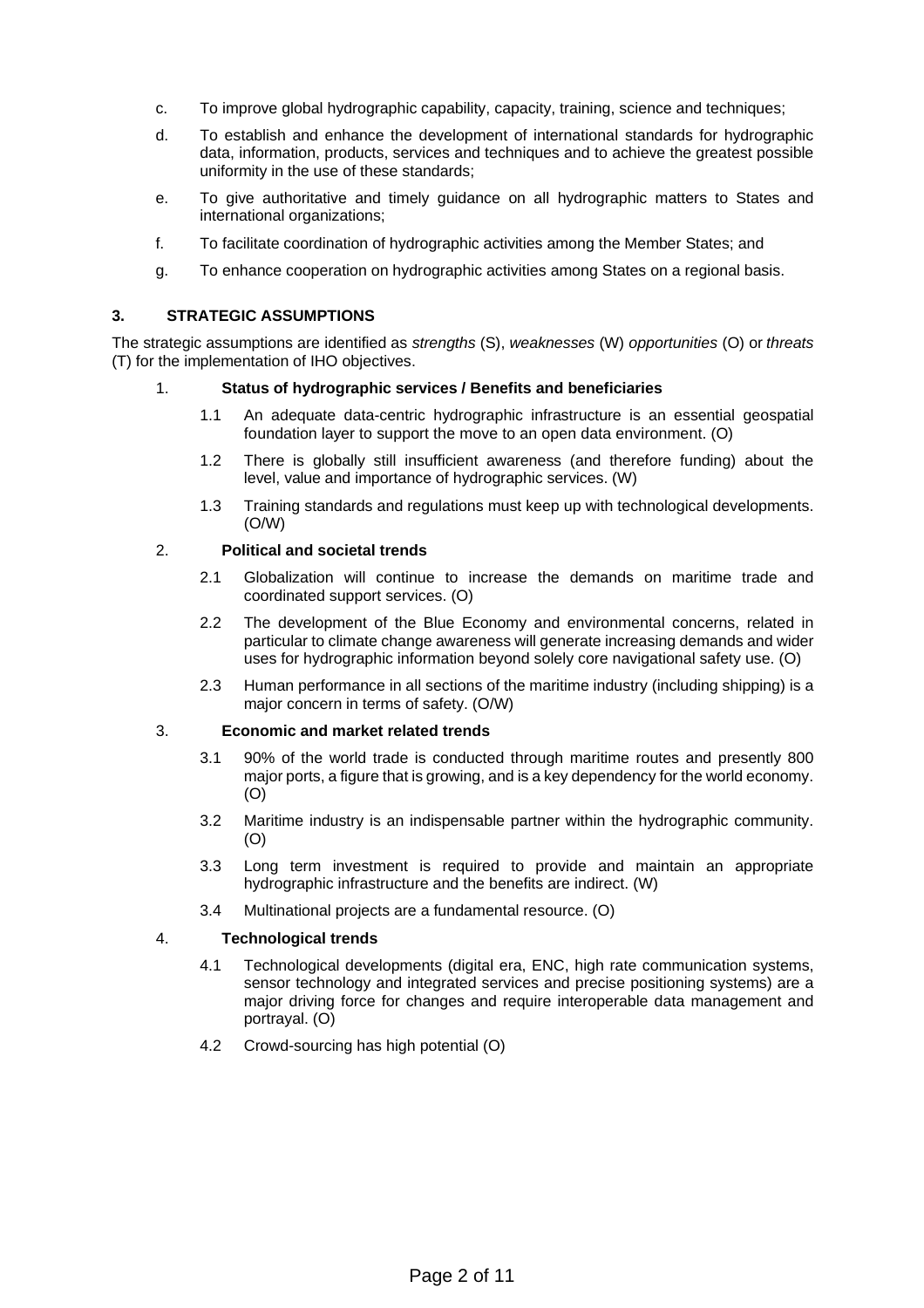c. To improve global hydrographic capability, capacity, training, science and techniques;

d. To establish and enhance the development of international standards for hydrographic data, information, products, services and techniques and to achieve the greatest possible uniformity in the use of these standards;

e. To give authoritative and timely guidance on all hydrographic matters to States and international organizations;

f. To facilitate coordination of hydrographic activities among the Member States; and

g. To enhance cooperation on hydrographic activities among States on a regional basis.

## 3. STRATEGIC ASSUMPTIONS

The strategic assumptions are identified as *strengths* (S), *weaknesses* (W) *opportunities* (O) or *threats* (T) for the implementation of IHO objectives.

### 1. Status of hydrographic services / Benefits and beneficiaries

1.1 An adequate data-centric hydrographic infrastructure is an essential geospatial foundation layer to support the move to an open data environment. (O)

1.2 There is globally still insufficient awareness (and therefore funding) about the level, value and importance of hydrographic services. (W)

1.3 Training standards and regulations must keep up with technological developments. (O/W)

### 2. Political and societal trends

2.1 Globalization will continue to increase the demands on maritime trade and coordinated support services. (O)

2.2 The development of the Blue Economy and environmental concerns, related in particular to climate change awareness will generate increasing demands and wider uses for hydrographic information beyond solely core navigational safety use. (O)

2.3 Human performance in all sections of the maritime industry (including shipping) is a major concern in terms of safety. (O/W)

### 3. Economic and market related trends

3.1 90% of the world trade is conducted through maritime routes and presently 800 major ports, a figure that is growing, and is a key dependency for the world economy. (O)

3.2 Maritime industry is an indispensable partner within the hydrographic community. (O)

3.3 Long term investment is required to provide and maintain an appropriate hydrographic infrastructure and the benefits are indirect. (W)

3.4 Multinational projects are a fundamental resource. (O)

### 4. Technological trends

4.1 Technological developments (digital era, ENC, high rate communication systems, sensor technology and integrated services and precise positioning systems) are a major driving force for changes and require interoperable data management and portrayal. (O)

4.2 Crowd-sourcing has high potential (O)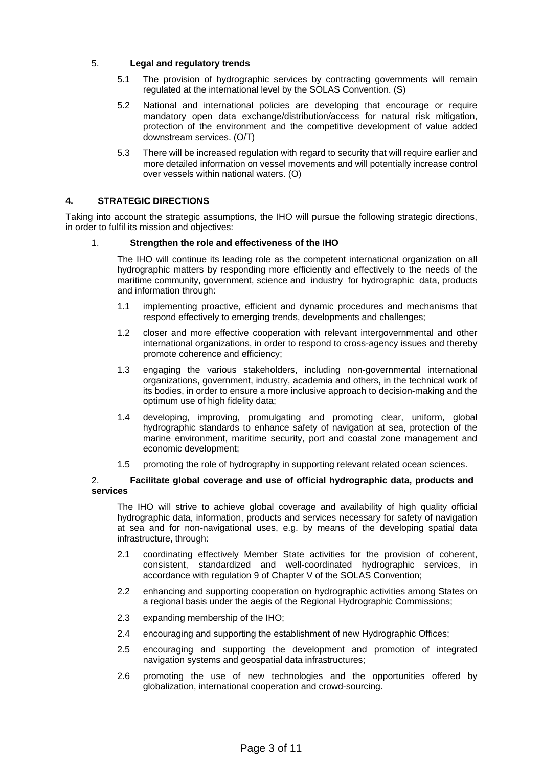5. **Legal and regulatory trends**

5.1 The provision of hydrographic services by contracting governments will remain regulated at the international level by the SOLAS Convention. (S)

5.2 National and international policies are developing that encourage or require mandatory open data exchange/distribution/access for natural risk mitigation, protection of the environment and the competitive development of value added downstream services. (O/T)

5.3 There will be increased regulation with regard to security that will require earlier and more detailed information on vessel movements and will potentially increase control over vessels within national waters. (O)

## 4. STRATEGIC DIRECTIONS

Taking into account the strategic assumptions, the IHO will pursue the following strategic directions, in order to fulfil its mission and objectives:

1. **Strengthen the role and effectiveness of the IHO**

The IHO will continue its leading role as the competent international organization on all hydrographic matters by responding more efficiently and effectively to the needs of the maritime community, government, science and industry for hydrographic data, products and information through:

1.1 implementing proactive, efficient and dynamic procedures and mechanisms that respond effectively to emerging trends, developments and challenges;

1.2 closer and more effective cooperation with relevant intergovernmental and other international organizations, in order to respond to cross-agency issues and thereby promote coherence and efficiency;

1.3 engaging the various stakeholders, including non-governmental international organizations, government, industry, academia and others, in the technical work of its bodies, in order to ensure a more inclusive approach to decision-making and the optimum use of high fidelity data;

1.4 developing, improving, promulgating and promoting clear, uniform, global hydrographic standards to enhance safety of navigation at sea, protection of the marine environment, maritime security, port and coastal zone management and economic development;

1.5 promoting the role of hydrography in supporting relevant related ocean sciences.

2. **Facilitate global coverage and use of official hydrographic data, products and services**

The IHO will strive to achieve global coverage and availability of high quality official hydrographic data, information, products and services necessary for safety of navigation at sea and for non-navigational uses, e.g. by means of the developing spatial data infrastructure, through:

2.1 coordinating effectively Member State activities for the provision of coherent, consistent, standardized and well-coordinated hydrographic services, in accordance with regulation 9 of Chapter V of the SOLAS Convention;

2.2 enhancing and supporting cooperation on hydrographic activities among States on a regional basis under the aegis of the Regional Hydrographic Commissions;

2.3 expanding membership of the IHO;

2.4 encouraging and supporting the establishment of new Hydrographic Offices;

2.5 encouraging and supporting the development and promotion of integrated navigation systems and geospatial data infrastructures;

2.6 promoting the use of new technologies and the opportunities offered by globalization, international cooperation and crowd-sourcing.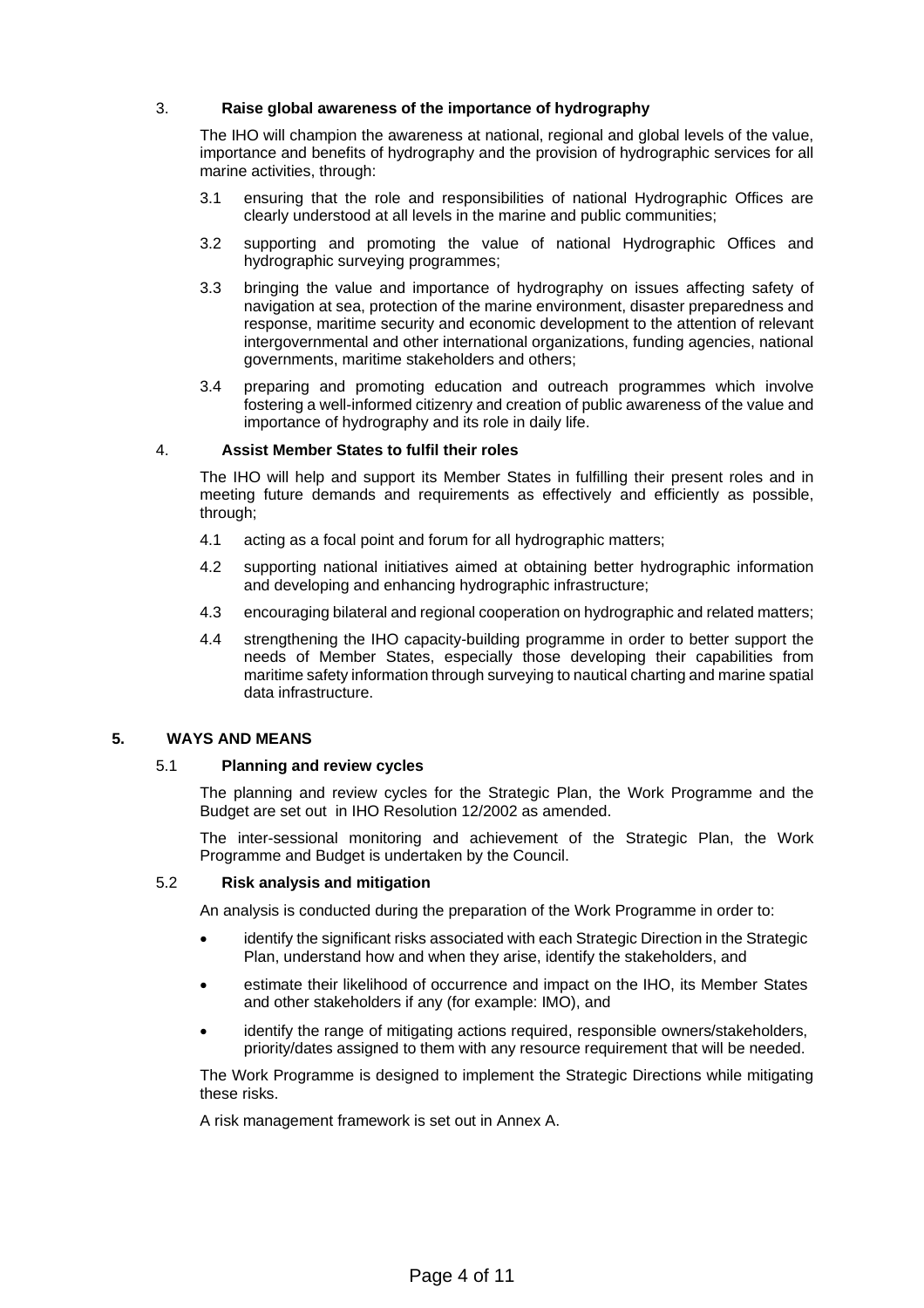3. **Raise global awareness of the importance of hydrography**

The IHO will champion the awareness at national, regional and global levels of the value, importance and benefits of hydrography and the provision of hydrographic services for all marine activities, through:

3.1 ensuring that the role and responsibilities of national Hydrographic Offices are clearly understood at all levels in the marine and public communities;

3.2 supporting and promoting the value of national Hydrographic Offices and hydrographic surveying programmes;

3.3 bringing the value and importance of hydrography on issues affecting safety of navigation at sea, protection of the marine environment, disaster preparedness and response, maritime security and economic development to the attention of relevant intergovernmental and other international organizations, funding agencies, national governments, maritime stakeholders and others;

3.4 preparing and promoting education and outreach programmes which involve fostering a well-informed citizenry and creation of public awareness of the value and importance of hydrography and its role in daily life.

4. **Assist Member States to fulfil their roles**

The IHO will help and support its Member States in fulfilling their present roles and in meeting future demands and requirements as effectively and efficiently as possible, through;

4.1 acting as a focal point and forum for all hydrographic matters;

4.2 supporting national initiatives aimed at obtaining better hydrographic information and developing and enhancing hydrographic infrastructure;

4.3 encouraging bilateral and regional cooperation on hydrographic and related matters;

4.4 strengthening the IHO capacity-building programme in order to better support the needs of Member States, especially those developing their capabilities from maritime safety information through surveying to nautical charting and marine spatial data infrastructure.

## 5. WAYS AND MEANS

### 5.1 Planning and review cycles

The planning and review cycles for the Strategic Plan, the Work Programme and the Budget are set out in IHO Resolution 12/2002 as amended.

The inter-sessional monitoring and achievement of the Strategic Plan, the Work Programme and Budget is undertaken by the Council.

### 5.2 Risk analysis and mitigation

An analysis is conducted during the preparation of the Work Programme in order to:

- identify the significant risks associated with each Strategic Direction in the Strategic Plan, understand how and when they arise, identify the stakeholders, and
- estimate their likelihood of occurrence and impact on the IHO, its Member States and other stakeholders if any (for example: IMO), and
- identify the range of mitigating actions required, responsible owners/stakeholders, priority/dates assigned to them with any resource requirement that will be needed.

The Work Programme is designed to implement the Strategic Directions while mitigating these risks.

A risk management framework is set out in Annex A.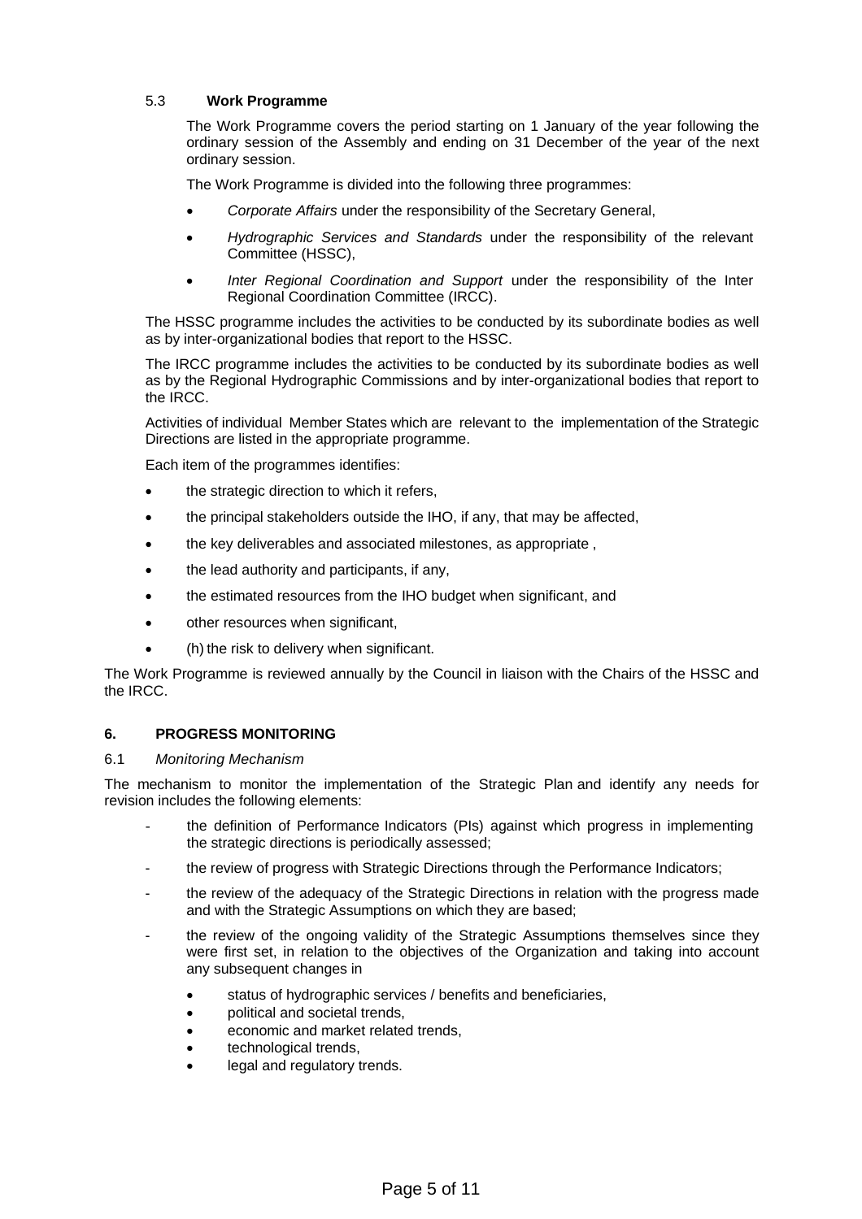### 5.3 Work Programme

The Work Programme covers the period starting on 1 January of the year following the ordinary session of the Assembly and ending on 31 December of the year of the next ordinary session.

The Work Programme is divided into the following three programmes:

- *Corporate Affairs* under the responsibility of the Secretary General,
- *Hydrographic Services and Standards* under the responsibility of the relevant Committee (HSSC),
- *Inter Regional Coordination and Support* under the responsibility of the Inter Regional Coordination Committee (IRCC).

The HSSC programme includes the activities to be conducted by its subordinate bodies as well as by inter-organizational bodies that report to the HSSC.

The IRCC programme includes the activities to be conducted by its subordinate bodies as well as by the Regional Hydrographic Commissions and by inter-organizational bodies that report to the IRCC.

Activities of individual Member States which are relevant to the implementation of the Strategic Directions are listed in the appropriate programme.

Each item of the programmes identifies:

- the strategic direction to which it refers,
- the principal stakeholders outside the IHO, if any, that may be affected,
- the key deliverables and associated milestones, as appropriate ,
- the lead authority and participants, if any,
- the estimated resources from the IHO budget when significant, and
- other resources when significant,
- (h) the risk to delivery when significant.

The Work Programme is reviewed annually by the Council in liaison with the Chairs of the HSSC and the IRCC.

## 6. PROGRESS MONITORING

### 6.1 *Monitoring Mechanism*

The mechanism to monitor the implementation of the Strategic Plan and identify any needs for revision includes the following elements:

- the definition of Performance Indicators (PIs) against which progress in implementing the strategic directions is periodically assessed;
- the review of progress with Strategic Directions through the Performance Indicators;
- the review of the adequacy of the Strategic Directions in relation with the progress made and with the Strategic Assumptions on which they are based;
- the review of the ongoing validity of the Strategic Assumptions themselves since they were first set, in relation to the objectives of the Organization and taking into account any subsequent changes in
    - status of hydrographic services / benefits and beneficiaries,
    - political and societal trends,
    - economic and market related trends,
    - technological trends,
    - legal and regulatory trends.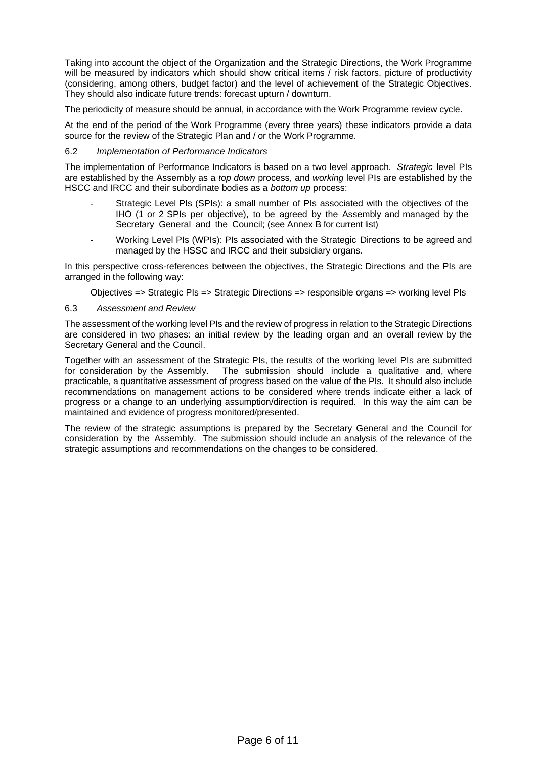Taking into account the object of the Organization and the Strategic Directions, the Work Programme will be measured by indicators which should show critical items / risk factors, picture of productivity (considering, among others, budget factor) and the level of achievement of the Strategic Objectives. They should also indicate future trends: forecast upturn / downturn.

The periodicity of measure should be annual, in accordance with the Work Programme review cycle.

At the end of the period of the Work Programme (every three years) these indicators provide a data source for the review of the Strategic Plan and / or the Work Programme.

6.2 *Implementation of Performance Indicators*

The implementation of Performance Indicators is based on a two level approach. *Strategic* level PIs are established by the Assembly as a *top down* process, and *working* level PIs are established by the HSCC and IRCC and their subordinate bodies as a *bottom up* process:

- Strategic Level PIs (SPIs): a small number of PIs associated with the objectives of the IHO (1 or 2 SPIs per objective), to be agreed by the Assembly and managed by the Secretary General and the Council; (see Annex B for current list)
- Working Level PIs (WPIs): PIs associated with the Strategic Directions to be agreed and managed by the HSSC and IRCC and their subsidiary organs.

In this perspective cross-references between the objectives, the Strategic Directions and the PIs are arranged in the following way:

Objectives => Strategic PIs => Strategic Directions => responsible organs => working level PIs

6.3 *Assessment and Review*

The assessment of the working level PIs and the review of progress in relation to the Strategic Directions are considered in two phases: an initial review by the leading organ and an overall review by the Secretary General and the Council.

Together with an assessment of the Strategic PIs, the results of the working level PIs are submitted for consideration by the Assembly. The submission should include a qualitative and, where practicable, a quantitative assessment of progress based on the value of the PIs. It should also include recommendations on management actions to be considered where trends indicate either a lack of progress or a change to an underlying assumption/direction is required. In this way the aim can be maintained and evidence of progress monitored/presented.

The review of the strategic assumptions is prepared by the Secretary General and the Council for consideration by the Assembly. The submission should include an analysis of the relevance of the strategic assumptions and recommendations on the changes to be considered.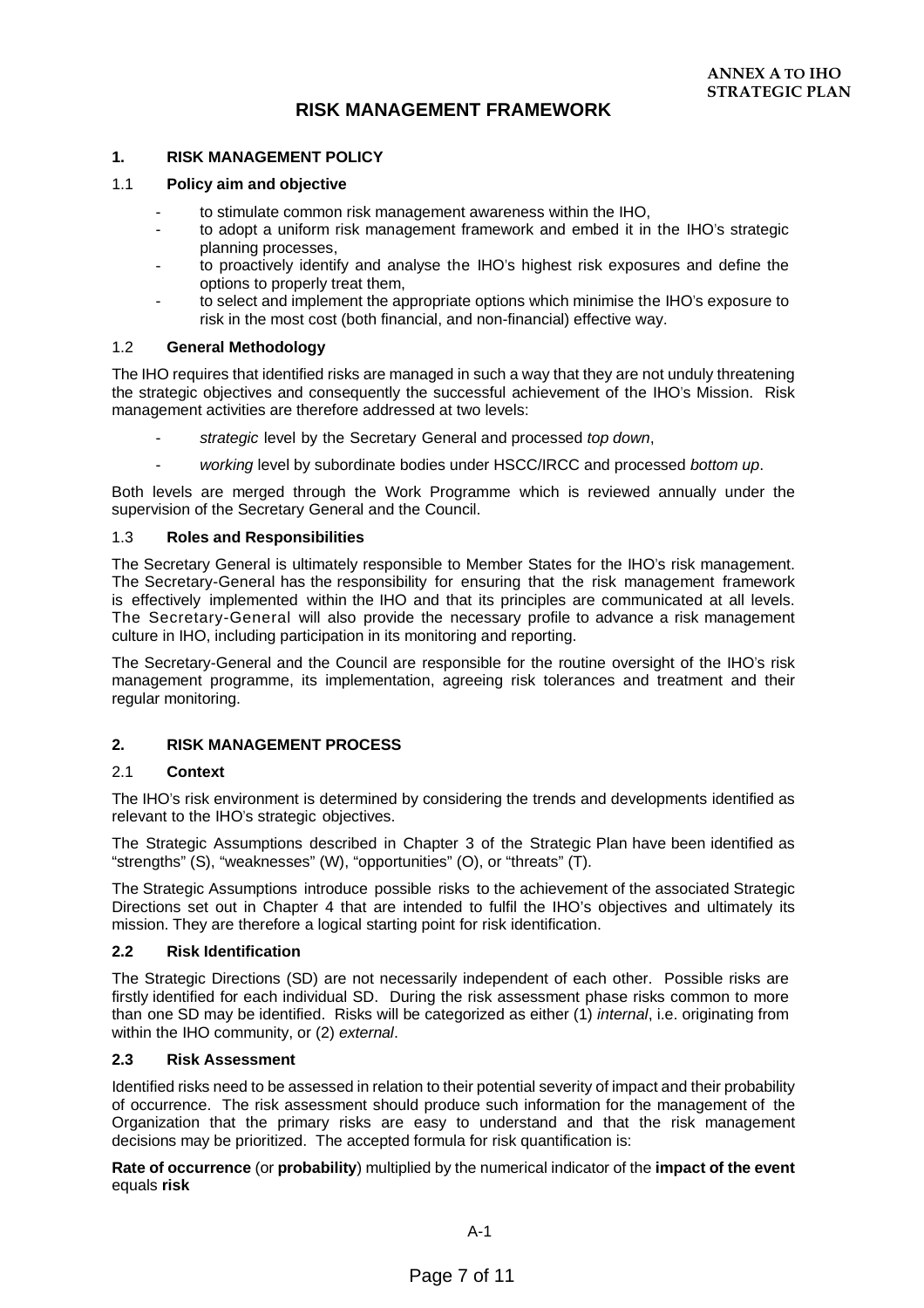**ANNEX A TO IHO STRATEGIC PLAN**

# RISK MANAGEMENT FRAMEWORK

## 1. RISK MANAGEMENT POLICY

### 1.1 Policy aim and objective

- to stimulate common risk management awareness within the IHO,
- to adopt a uniform risk management framework and embed it in the IHO's strategic planning processes,
- to proactively identify and analyse the IHO's highest risk exposures and define the options to properly treat them,
- to select and implement the appropriate options which minimise the IHO's exposure to risk in the most cost (both financial, and non-financial) effective way.

### 1.2 General Methodology

The IHO requires that identified risks are managed in such a way that they are not unduly threatening the strategic objectives and consequently the successful achievement of the IHO's Mission. Risk management activities are therefore addressed at two levels:

- *strategic* level by the Secretary General and processed *top down*,
- *working* level by subordinate bodies under HSCC/IRCC and processed *bottom up*.

Both levels are merged through the Work Programme which is reviewed annually under the supervision of the Secretary General and the Council.

### 1.3 Roles and Responsibilities

The Secretary General is ultimately responsible to Member States for the IHO's risk management. The Secretary-General has the responsibility for ensuring that the risk management framework is effectively implemented within the IHO and that its principles are communicated at all levels. The Secretary-General will also provide the necessary profile to advance a risk management culture in IHO, including participation in its monitoring and reporting.

The Secretary-General and the Council are responsible for the routine oversight of the IHO's risk management programme, its implementation, agreeing risk tolerances and treatment and their regular monitoring.

## 2. RISK MANAGEMENT PROCESS

### 2.1 Context

The IHO's risk environment is determined by considering the trends and developments identified as relevant to the IHO's strategic objectives.

The Strategic Assumptions described in Chapter 3 of the Strategic Plan have been identified as "strengths" (S), "weaknesses" (W), "opportunities" (O), or "threats" (T).

The Strategic Assumptions introduce possible risks to the achievement of the associated Strategic Directions set out in Chapter 4 that are intended to fulfil the IHO's objectives and ultimately its mission. They are therefore a logical starting point for risk identification.

### 2.2 Risk Identification

The Strategic Directions (SD) are not necessarily independent of each other. Possible risks are firstly identified for each individual SD. During the risk assessment phase risks common to more than one SD may be identified. Risks will be categorized as either (1) *internal*, i.e. originating from within the IHO community, or (2) *external*.

### 2.3 Risk Assessment

Identified risks need to be assessed in relation to their potential severity of impact and their probability of occurrence. The risk assessment should produce such information for the management of the Organization that the primary risks are easy to understand and that the risk management decisions may be prioritized. The accepted formula for risk quantification is:

**Rate of occurrence** (or **probability**) multiplied by the numerical indicator of the **impact of the event** equals **risk**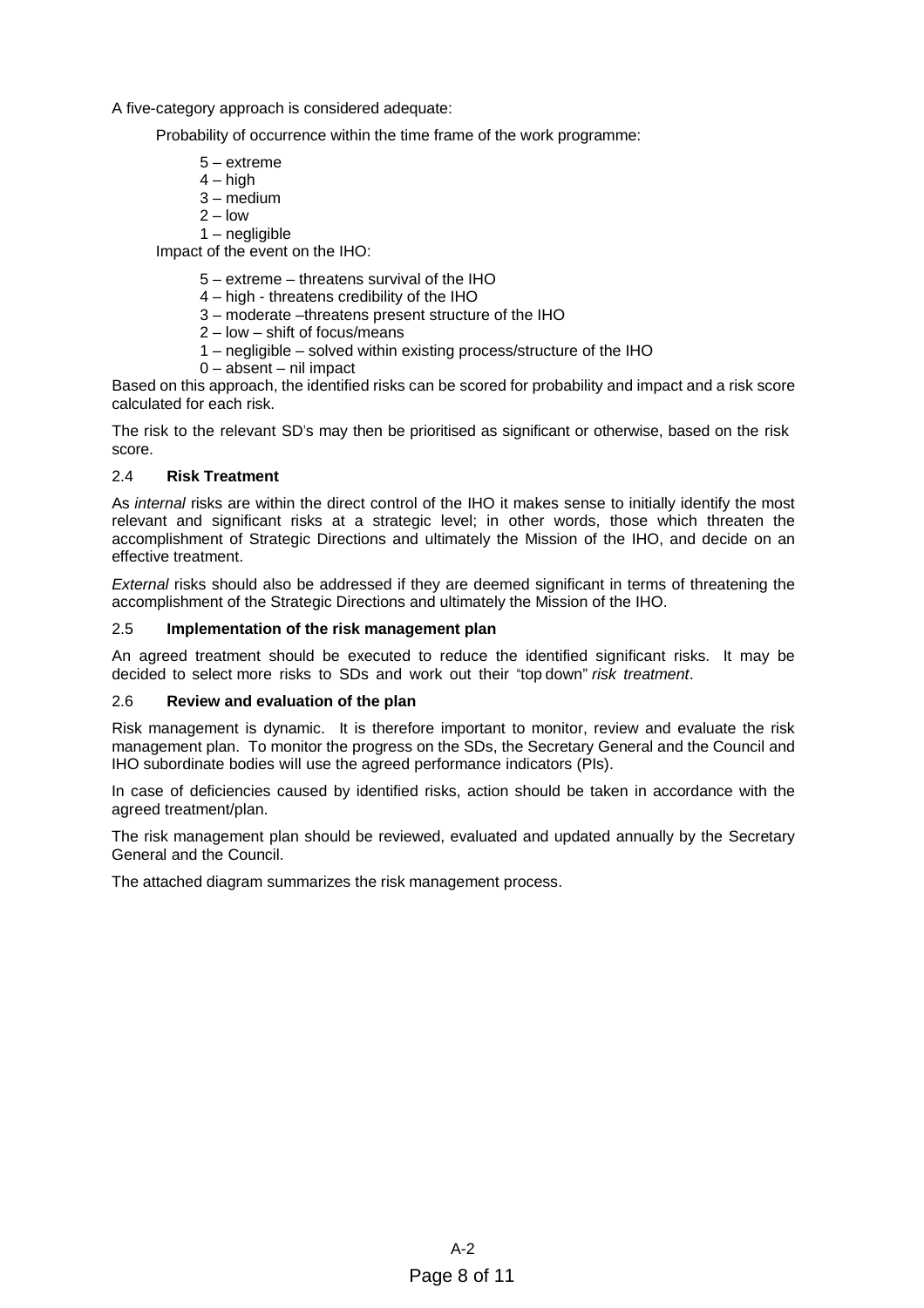A five-category approach is considered adequate:

Probability of occurrence within the time frame of the work programme:

- 5 – extreme
- 4 – high
- 3 – medium
- 2 – low
- 1 – negligible

Impact of the event on the IHO:

- 5 – extreme – threatens survival of the IHO
- 4 – high - threatens credibility of the IHO
- 3 – moderate –threatens present structure of the IHO
- 2 – low – shift of focus/means
- 1 – negligible – solved within existing process/structure of the IHO
- 0 – absent – nil impact

Based on this approach, the identified risks can be scored for probability and impact and a risk score calculated for each risk.

The risk to the relevant SD's may then be prioritised as significant or otherwise, based on the risk score.

### 2.4 **Risk Treatment**

As *internal* risks are within the direct control of the IHO it makes sense to initially identify the most relevant and significant risks at a strategic level; in other words, those which threaten the accomplishment of Strategic Directions and ultimately the Mission of the IHO, and decide on an effective treatment.

*External* risks should also be addressed if they are deemed significant in terms of threatening the accomplishment of the Strategic Directions and ultimately the Mission of the IHO.

### 2.5 **Implementation of the risk management plan**

An agreed treatment should be executed to reduce the identified significant risks. It may be decided to select more risks to SDs and work out their "top down" *risk treatment*.

### 2.6 **Review and evaluation of the plan**

Risk management is dynamic. It is therefore important to monitor, review and evaluate the risk management plan. To monitor the progress on the SDs, the Secretary General and the Council and IHO subordinate bodies will use the agreed performance indicators (PIs).

In case of deficiencies caused by identified risks, action should be taken in accordance with the agreed treatment/plan.

The risk management plan should be reviewed, evaluated and updated annually by the Secretary General and the Council.

The attached diagram summarizes the risk management process.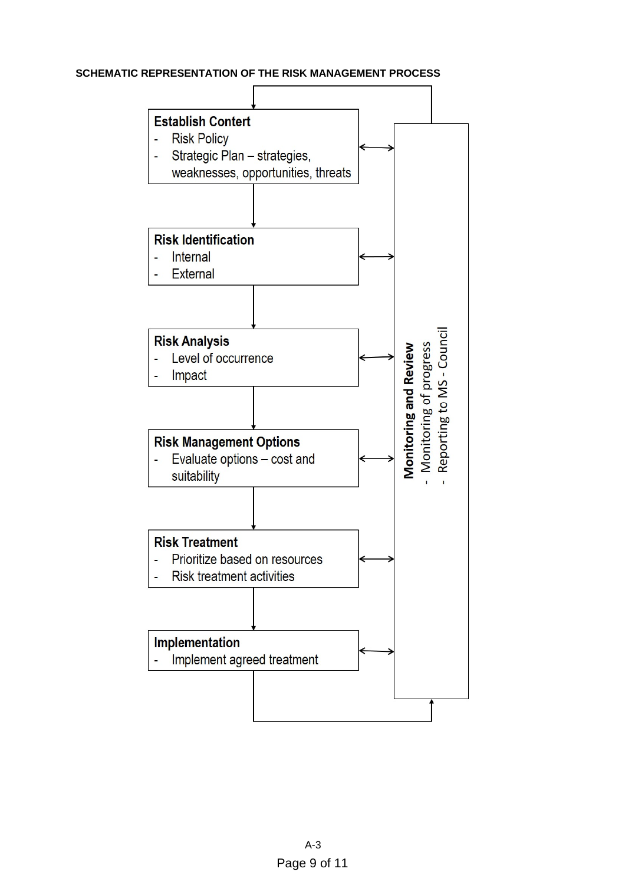**SCHEMATIC REPRESENTATION OF THE RISK MANAGEMENT PROCESS**

**Establish Contert**
- Risk Policy
- Strategic Plan – strategies, weaknesses, opportunities, threats

**Risk Identification**
- Internal
- External

**Risk Analysis**
- Level of occurrence
- Impact

**Risk Management Options**
- Evaluate options – cost and suitability

**Risk Treatment**
- Prioritize based on resources
- Risk treatment activities

**Implementation**
- Implement agreed treatment

**Monitoring and Review**
- Monitoring of progress
- Reporting to MS - Council

A-3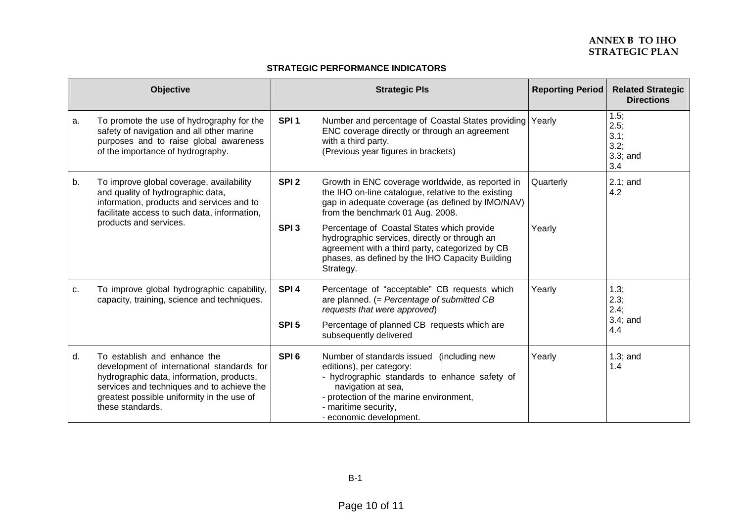ANNEX B TO IHO STRATEGIC PLAN

**STRATEGIC PERFORMANCE INDICATORS**

| Objective | | Strategic PIs | | Reporting Period | Related Strategic Directions |
|---|---|---|---|---|---|
| a. | To promote the use of hydrography for the safety of navigation and all other marine purposes and to raise global awareness of the importance of hydrography. | **SPI 1** | Number and percentage of Coastal States providing ENC coverage directly or through an agreement with a third party. (Previous year figures in brackets) | Yearly | 1.5; 2.5; 3.1; 3.2; 3.3; and 3.4 |
| b. | To improve global coverage, availability and quality of hydrographic data, information, products and services and to facilitate access to such data, information, products and services. | **SPI 2** | Growth in ENC coverage worldwide, as reported in the IHO on-line catalogue, relative to the existing gap in adequate coverage (as defined by IMO/NAV) from the benchmark 01 Aug. 2008. | Quarterly | 2.1; and 4.2 |
| | | **SPI 3** | Percentage of Coastal States which provide hydrographic services, directly or through an agreement with a third party, categorized by CB phases, as defined by the IHO Capacity Building Strategy. | Yearly | |
| c. | To improve global hydrographic capability, capacity, training, science and techniques. | **SPI 4** | Percentage of "acceptable" CB requests which are planned. (= *Percentage of submitted CB requests that were approved*) | Yearly | 1.3; 2.3; 2.4; 3.4; and 4.4 |
| | | **SPI 5** | Percentage of planned CB requests which are subsequently delivered | | |
| d. | To establish and enhance the development of international standards for hydrographic data, information, products, services and techniques and to achieve the greatest possible uniformity in the use of these standards. | **SPI 6** | Number of standards issued (including new editions), per category:<br>- hydrographic standards to enhance safety of navigation at sea,<br>- protection of the marine environment,<br>- maritime security,<br>- economic development. | Yearly | 1.3; and 1.4 |

B-1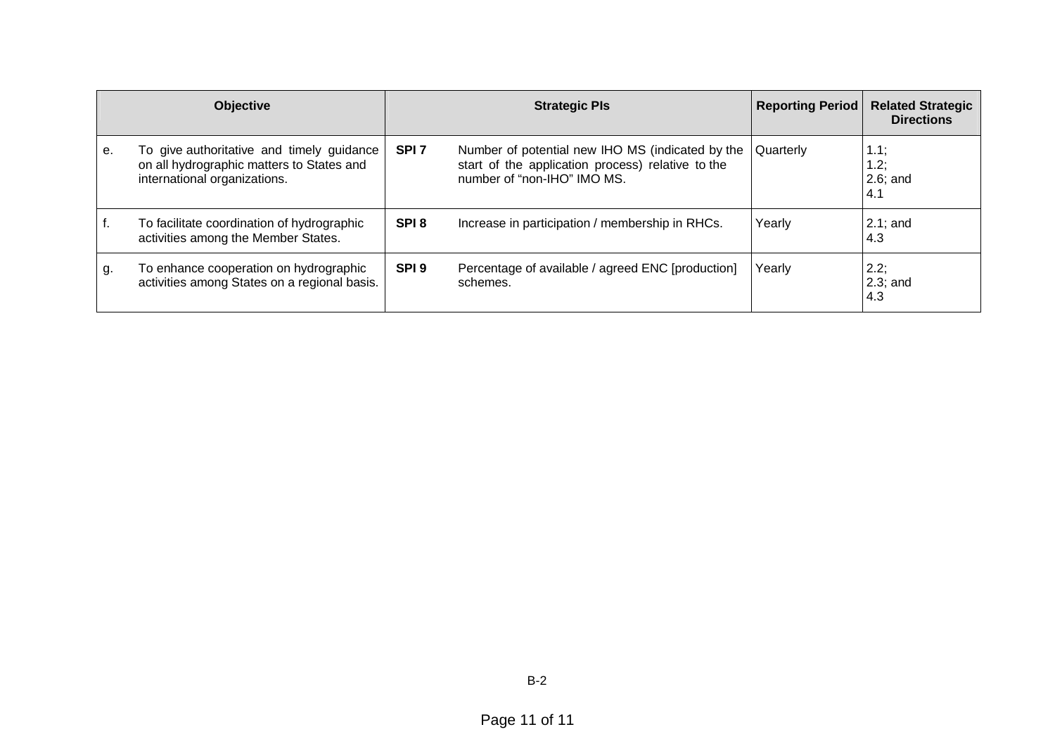| Objective | | Strategic PIs | | Reporting Period | Related Strategic Directions |
|---|---|---|---|---|---|
| e. | To give authoritative and timely guidance on all hydrographic matters to States and international organizations. | **SPI 7** | Number of potential new IHO MS (indicated by the start of the application process) relative to the number of "non-IHO" IMO MS. | Quarterly | 1.1; 1.2; 2.6; and 4.1 |
| f. | To facilitate coordination of hydrographic activities among the Member States. | **SPI 8** | Increase in participation / membership in RHCs. | Yearly | 2.1; and 4.3 |
| g. | To enhance cooperation on hydrographic activities among States on a regional basis. | **SPI 9** | Percentage of available / agreed ENC [production] schemes. | Yearly | 2.2; 2.3; and 4.3 |

B-2